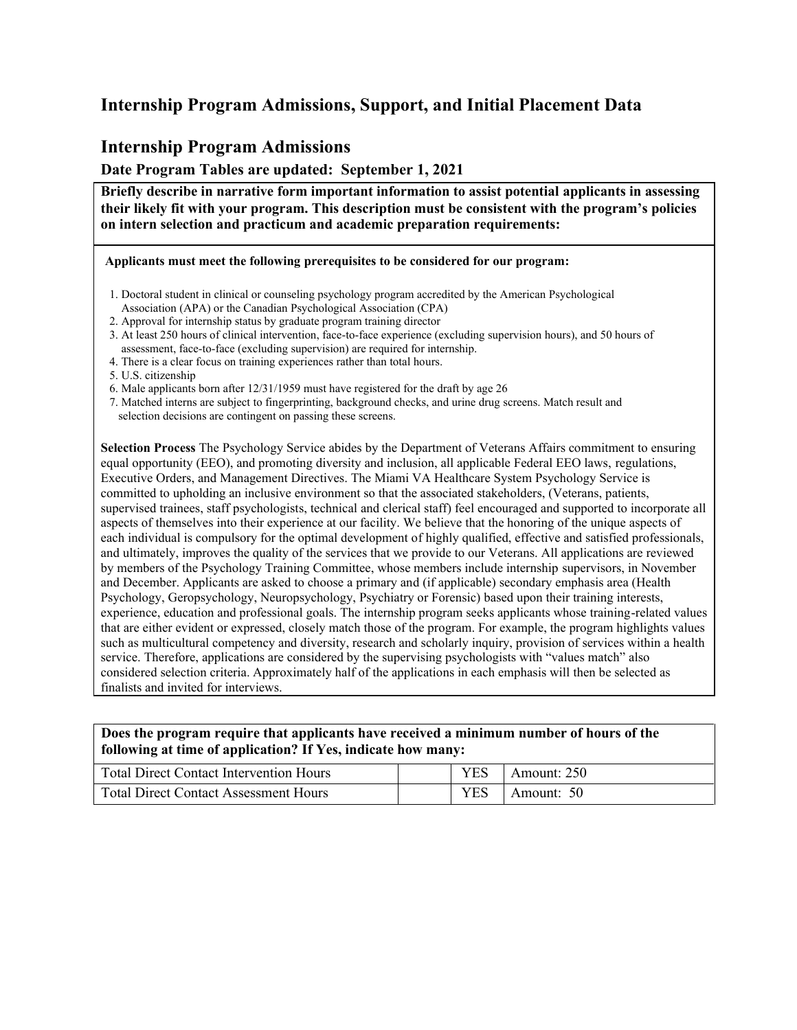## Internship Program Admissions, Support, and Initial Placement Data

## Internship Program Admissions

### Date Program Tables are updated: September 1, 2021

**Briefly describe in narrative form important information to assist potential applicants in assessing their likely fit with your program. This description must be consistent with the program's policies on intern selection and practicum and academic preparation requirements:**

**Applicants must meet the following prerequisites to be considered for our program:**

1. Doctoral student in clinical or counseling psychology program accredited by the American Psychological Association (APA) or the Canadian Psychological Association (CPA)
2. Approval for internship status by graduate program training director
3. At least 250 hours of clinical intervention, face-to-face experience (excluding supervision hours), and 50 hours of assessment, face-to-face (excluding supervision) are required for internship.
4. There is a clear focus on training experiences rather than total hours.
5. U.S. citizenship
6. Male applicants born after 12/31/1959 must have registered for the draft by age 26
7. Matched interns are subject to fingerprinting, background checks, and urine drug screens. Match result and selection decisions are contingent on passing these screens.

**Selection Process** The Psychology Service abides by the Department of Veterans Affairs commitment to ensuring equal opportunity (EEO), and promoting diversity and inclusion, all applicable Federal EEO laws, regulations, Executive Orders, and Management Directives. The Miami VA Healthcare System Psychology Service is committed to upholding an inclusive environment so that the associated stakeholders, (Veterans, patients, supervised trainees, staff psychologists, technical and clerical staff) feel encouraged and supported to incorporate all aspects of themselves into their experience at our facility. We believe that the honoring of the unique aspects of each individual is compulsory for the optimal development of highly qualified, effective and satisfied professionals, and ultimately, improves the quality of the services that we provide to our Veterans. All applications are reviewed by members of the Psychology Training Committee, whose members include internship supervisors, in November and December. Applicants are asked to choose a primary and (if applicable) secondary emphasis area (Health Psychology, Geropsychology, Neuropsychology, Psychiatry or Forensic) based upon their training interests, experience, education and professional goals. The internship program seeks applicants whose training-related values that are either evident or expressed, closely match those of the program. For example, the program highlights values such as multicultural competency and diversity, research and scholarly inquiry, provision of services within a health service. Therefore, applications are considered by the supervising psychologists with "values match" also considered selection criteria. Approximately half of the applications in each emphasis will then be selected as finalists and invited for interviews.

| **Does the program require that applicants have received a minimum number of hours of the following at time of application? If Yes, indicate how many:** | | | |
|---|---|---|---|
| Total Direct Contact Intervention Hours | | YES | Amount: 250 |
| Total Direct Contact Assessment Hours | | YES | Amount: 50 |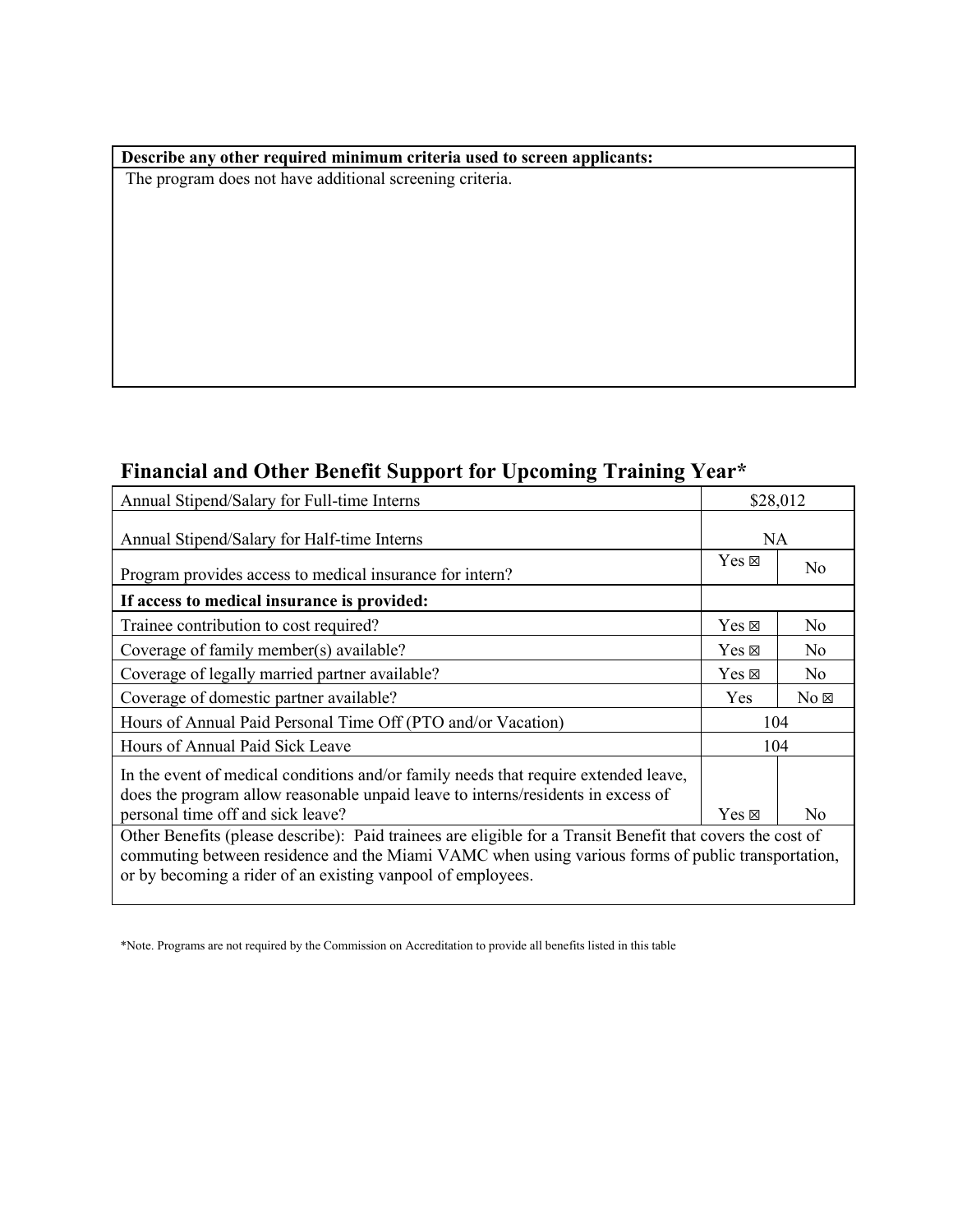| Describe any other required minimum criteria used to screen applicants: |
| --- |
| The program does not have additional screening criteria. |

## Financial and Other Benefit Support for Upcoming Training Year*

| Annual Stipend/Salary for Full-time Interns | $28,012 | |
| --- | --- | --- |
| Annual Stipend/Salary for Half-time Interns | NA | |
| Program provides access to medical insurance for intern? | Yes ☒ | No |
| **If access to medical insurance is provided:** | | |
| Trainee contribution to cost required? | Yes ☒ | No |
| Coverage of family member(s) available? | Yes ☒ | No |
| Coverage of legally married partner available? | Yes ☒ | No |
| Coverage of domestic partner available? | Yes | No ☒ |
| Hours of Annual Paid Personal Time Off (PTO and/or Vacation) | 104 | |
| Hours of Annual Paid Sick Leave | 104 | |
| In the event of medical conditions and/or family needs that require extended leave, does the program allow reasonable unpaid leave to interns/residents in excess of personal time off and sick leave? | Yes ☒ | No |
| Other Benefits (please describe): Paid trainees are eligible for a Transit Benefit that covers the cost of commuting between residence and the Miami VAMC when using various forms of public transportation, or by becoming a rider of an existing vanpool of employees. | | |

*Note. Programs are not required by the Commission on Accreditation to provide all benefits listed in this table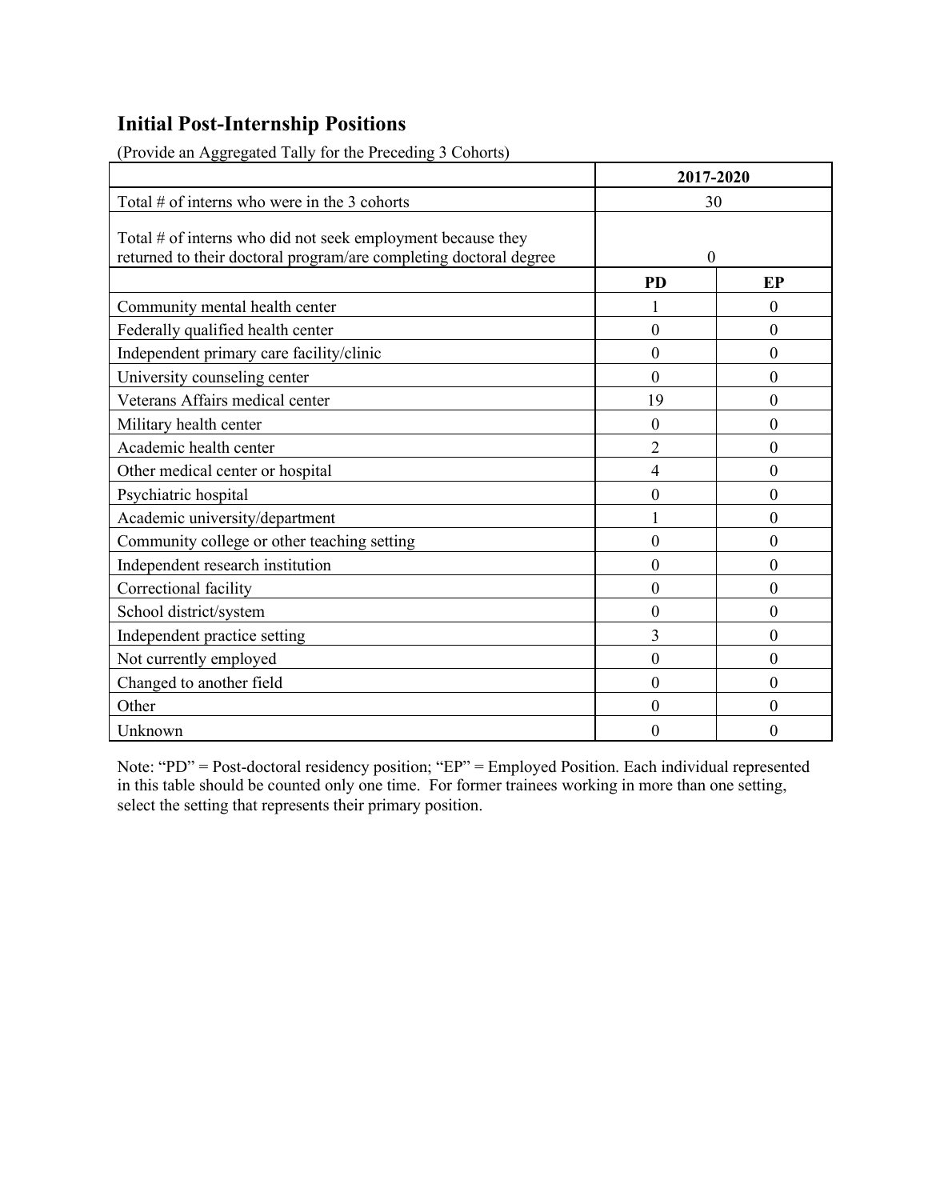## Initial Post-Internship Positions

(Provide an Aggregated Tally for the Preceding 3 Cohorts)

| | 2017-2020 | |
|---|---|---|
| Total # of interns who were in the 3 cohorts | 30 | |
| Total # of interns who did not seek employment because they returned to their doctoral program/are completing doctoral degree | 0 | |
| | **PD** | **EP** |
| Community mental health center | 1 | 0 |
| Federally qualified health center | 0 | 0 |
| Independent primary care facility/clinic | 0 | 0 |
| University counseling center | 0 | 0 |
| Veterans Affairs medical center | 19 | 0 |
| Military health center | 0 | 0 |
| Academic health center | 2 | 0 |
| Other medical center or hospital | 4 | 0 |
| Psychiatric hospital | 0 | 0 |
| Academic university/department | 1 | 0 |
| Community college or other teaching setting | 0 | 0 |
| Independent research institution | 0 | 0 |
| Correctional facility | 0 | 0 |
| School district/system | 0 | 0 |
| Independent practice setting | 3 | 0 |
| Not currently employed | 0 | 0 |
| Changed to another field | 0 | 0 |
| Other | 0 | 0 |
| Unknown | 0 | 0 |

Note: "PD" = Post-doctoral residency position; "EP" = Employed Position. Each individual represented in this table should be counted only one time. For former trainees working in more than one setting, select the setting that represents their primary position.